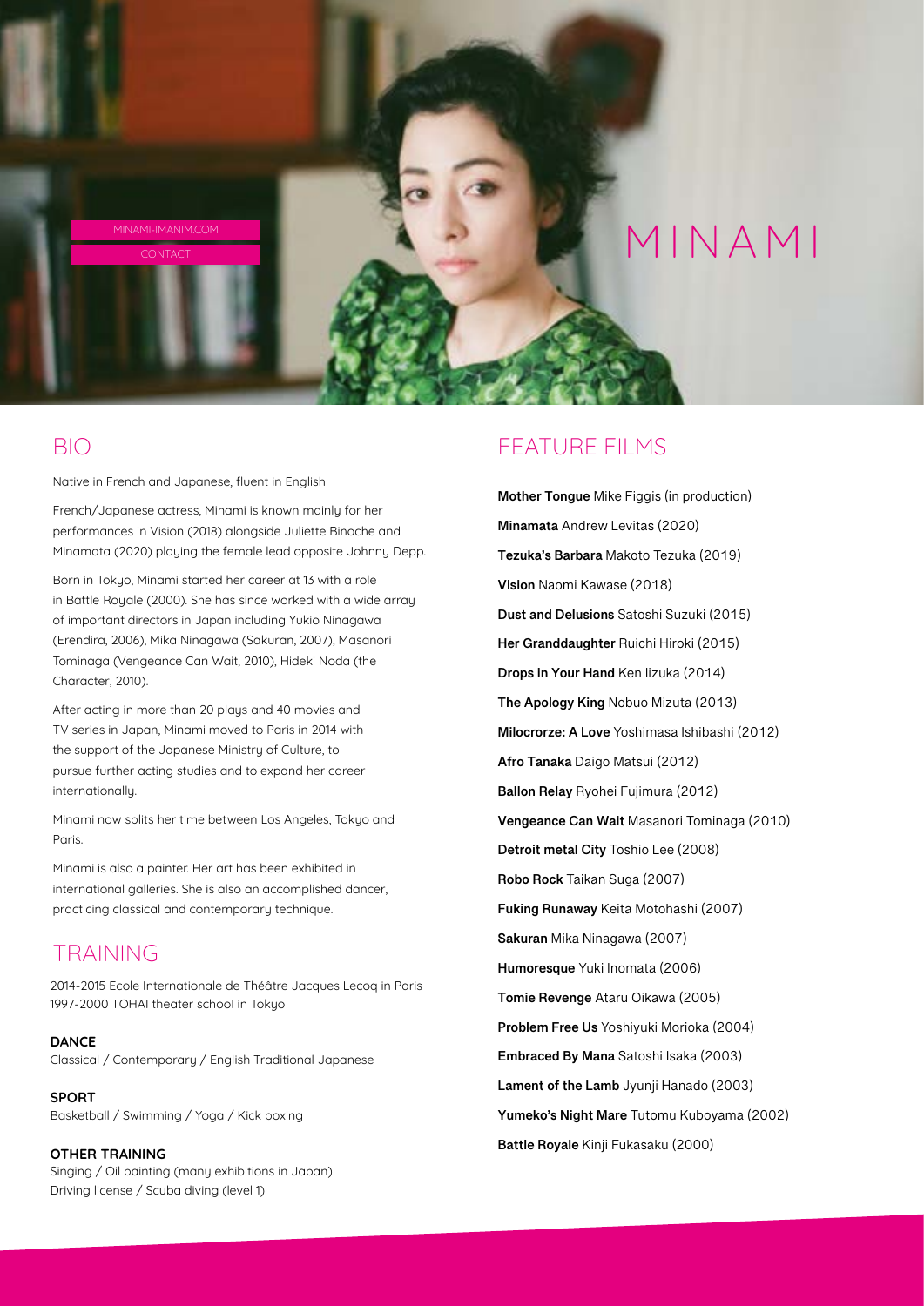MINAMI-IMANIM.COM

CONTACT

# MINAMI

## BIO

Native in French and Japanese, fluent in English

French/Japanese actress, Minami is known mainly for her performances in Vision (2018) alongside Juliette Binoche and Minamata (2020) playing the female lead opposite Johnny Depp.

Born in Tokyo, Minami started her career at 13 with a role in Battle Royale (2000). She has since worked with a wide array of important directors in Japan including Yukio Ninagawa (Erendira, 2006), Mika Ninagawa (Sakuran, 2007), Masanori Tominaga (Vengeance Can Wait, 2010), Hideki Noda (the Character, 2010).

After acting in more than 20 plays and 40 movies and TV series in Japan, Minami moved to Paris in 2014 with the support of the Japanese Ministry of Culture, to pursue further acting studies and to expand her career internationally.

Minami now splits her time between Los Angeles, Tokyo and Paris.

Minami is also a painter. Her art has been exhibited in international galleries. She is also an accomplished dancer, practicing classical and contemporary technique.

## TRAINING

2014-2015 Ecole Internationale de Théâtre Jacques Lecoq in Paris
1997-2000 TOHAI theater school in Tokyo

**DANCE**
Classical / Contemporary / English Traditional Japanese

**SPORT**
Basketball / Swimming / Yoga / Kick boxing

**OTHER TRAINING**
Singing / Oil painting (many exhibitions in Japan)
Driving license / Scuba diving (level 1)

## FEATURE FILMS

**Mother Tongue** Mike Figgis (in production)

**Minamata** Andrew Levitas (2020)

**Tezuka's Barbara** Makoto Tezuka (2019)

**Vision** Naomi Kawase (2018)

**Dust and Delusions** Satoshi Suzuki (2015)

**Her Granddaughter** Ruichi Hiroki (2015)

**Drops in Your Hand** Ken Iizuka (2014)

**The Apology King** Nobuo Mizuta (2013)

**Milocrorze: A Love** Yoshimasa Ishibashi (2012)

**Afro Tanaka** Daigo Matsui (2012)

**Ballon Relay** Ryohei Fujimura (2012)

**Vengeance Can Wait** Masanori Tominaga (2010)

**Detroit metal City** Toshio Lee (2008)

**Robo Rock** Taikan Suga (2007)

**Fuking Runaway** Keita Motohashi (2007)

**Sakuran** Mika Ninagawa (2007)

**Humoresque** Yuki Inomata (2006)

**Tomie Revenge** Ataru Oikawa (2005)

**Problem Free Us** Yoshiyuki Morioka (2004)

**Embraced By Mana** Satoshi Isaka (2003)

**Lament of the Lamb** Jyunji Hanado (2003)

**Yumeko's Night Mare** Tutomu Kuboyama (2002)

**Battle Royale** Kinji Fukasaku (2000)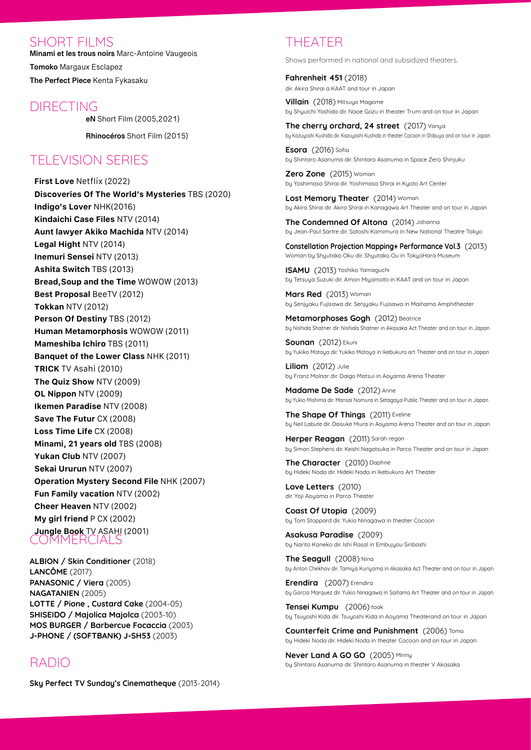## SHORT FILMS

**Minami et les trous noirs** Marc-Antoine Vaugeois

**Tomoko** Margaux Esclapez

**The Perfect Piece** Kenta Fykasaku

## DIRECTING

**eN** Short Film (2005,2021)

**Rhinocéros** Short Film (2015)

## TELEVISION SERIES

**First Love** Netflix (2022)
**Discoveries Of The World's Mysteries** TBS (2020)
**Indigo's Lover** NHK(2016)
**Kindaichi Case Files** NTV (2014)
**Aunt lawyer Akiko Machida** NTV (2014)
**Legal Hight** NTV (2014)
**Inemuri Sensei** NTV (2013)
**Ashita Switch** TBS (2013)
**Bread,Soup and the Time** WOWOW (2013)
**Best Proposal** BeeTV (2012)
**Tokkan** NTV (2012)
**Person Of Destiny** TBS (2012)
**Human Metamorphosis** WOWOW (2011)
**Mameshiba Ichiro** TBS (2011)
**Banquet of the Lower Class** NHK (2011)
**TRICK** TV Asahi (2010)
**The Quiz Show** NTV (2009)
**OL Nippon** NTV (2009)
**Ikemen Paradise** NTV (2008)
**Save The Futur** CX (2008)
**Loss Time Life** CX (2008)
**Minami, 21 years old** TBS (2008)
**Yukan Club** NTV (2007)
**Sekai Ururun** NTV (2007)
**Operation Mystery Second File** NHK (2007)
**Fun Family vacation** NTV (2002)
**Cheer Heaven** NTV (2002)
**My girl friend** P CX (2002)
**Jungle Book** TV ASAHI (2001)

## COMMERCIALS

**ALBION / Skin Conditioner** (2018)
**LANCÔME** (2017)
**PANASONIC / Viera** (2005)
**NAGATANIEN** (2005)
**LOTTE / Pione , Custard Cake** (2004-05)
**SHISEIDO / Majolica Majolca** (2003-10)
**MOS BURGER / Barbercue Focaccia** (2003)
**J-PHONE / (SOFTBANK) J-SH53** (2003)

## RADIO

**Sky Perfect TV Sunday's Cinematheque** (2013-2014)

## THEATER

Shows performed in national and subsidized theaters.

**Fahrenheit 451** (2018)
dir. Akira Shirai a KAAT and tour in Japan

**Villain** (2018) Mitsuyo Magome
by Shyuichi Yoshida dir. Naoe Gozu in theater Trum and on tour in Japan

**The cherry orchard, 24 street** (2017) Vanya
by Kazuyoshi Kushida dir. Kazuyoshi Kushida in theater Cocoon in Shibuya and on tour in Japan

**Esora** (2016) Sofia
by Shintaro Asanuma dir. Shintaro Asanuma in Space Zero Shinjuku

**Zero Zone** (2015) Woman
by Yoshimasa Shirai dir. Yoshimasa Shirai in Kyoto Art Center

**Lost Memory Theater** (2014) Woman
by Akira Shirai dir. Akira Shirai in Kanagawa Art Theater and on tour in Japan

**The Condemned Of Altona** (2014) Johanna
by Jean-Paul Sartre dir. Satoshi Kamimura in New National Theatre Tokyo

**Constellation Projection Mapping+ Performance Vol.3** (2013)
Woman by Shyutako Oku dir. Shyutako Ou in TokyoHara Museum

**ISAMU** (2013) Yoshiko Yamaguchi
by Tetsuya Suzuki dir. Amon Miyamoto in KAAT and on tour in Japan

**Mars Red** (2013) Woman
by Senjyaku Fujisawa dir. Senjyaku Fujisawa in Maihama Amphitheater

**Metamorphoses Gogh** (2012) Beatrice
by Nishida Shatner dir. Nishida Shatner in Akasaka Act Theater and on tour in Japan

**Sounan** (2012) Ekuni
by Yukiko Motoya dir. Yukiko Motoya in Ikebukuro art Theater and on tour in Japan

**Liliom** (2012) Julie
by Franz Molnar dir. Daigo Matsui in Aoyama Arena Theater

**Madame De Sade** (2012) Anne
by Yukio Mishima dir. Mansai Nomura in Setagaya Public Theater and on tour in Japan

**The Shape Of Things** (2011) Eveline
by Neil Labute dir. Daisuke Miura in Aoyama Arena Theater and on tour in Japan

**Herper Reagan** (2011) Sarah regan
by Simon Stephens dir. Keishi Nagatsuka in Parco Theater and on tour in Japan

**The Character** (2010) Daphne
by Hideki Noda dir. Hideki Noda in Ikebukuro Art Theater

**Love Letters** (2010)
dir. Yoji Aoyama in Parco Theater

**Coast Of Utopia** (2009)
by Tom Stoppard dir. Yukio Ninagawa in theater Cocoon

**Asakusa Paradise** (2009)
by Narito Kaneko dir. Ishi Rasal in Embujyou Sinbashi

**The Seagull** (2008) Nina
by Anton Chekhov dir. Tamiya Kuriyama in Akasaka Act Theater and on tour in Japan

**Erendira** (2007) Erendira
by Garcia Marquez dir. Yukio Ninagawa in Saitama Art Theater and on tour in Japan

**Tensei Kumpu** (2006) took
by Tsuyoshi Kida dir. Tsuyoshi Kida in Aoyama Theaterand on tour in Japan

**Counterfeit Crime and Punishment** (2006) Tomo
by Hideki Noda dir. Hideki Noda in theater Cocoon and on tour in Japan

**Never Land A GO GO** (2005) Minny
by Shintaro Asanuma dir. Shintaro Asanuma in theater V Akasaka